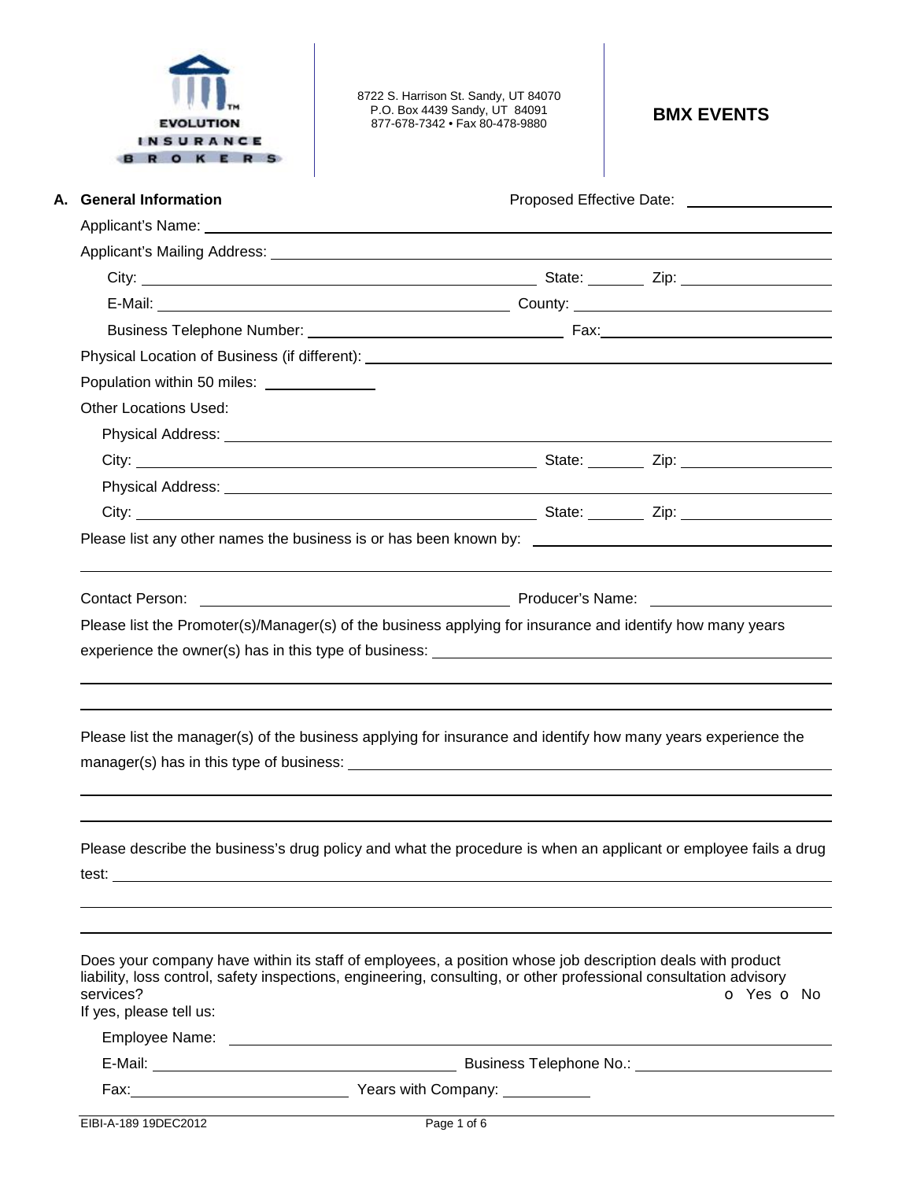EVOLUTION INSURANCE BROKERS

8722 S. Harrison St. Sandy, UT 84070
P.O. Box 4439 Sandy, UT 84091
877-678-7342 • Fax 80-478-9880

# BMX EVENTS

## A. General Information

Proposed Effective Date: ________________

Applicant's Name: ________________

Applicant's Mailing Address: ________________

City: ________________ State: ________ Zip: ________________

E-Mail: ________________ County: ________________

Business Telephone Number: ________________ Fax: ________________

Physical Location of Business (if different): ________________

Population within 50 miles: ________________

Other Locations Used:

Physical Address: ________________

City: ________________ State: ________ Zip: ________________

Physical Address: ________________

City: ________________ State: ________ Zip: ________________

Please list any other names the business is or has been known by: ________________

Contact Person: ________________ Producer's Name: ________________

Please list the Promoter(s)/Manager(s) of the business applying for insurance and identify how many years experience the owner(s) has in this type of business: ________________

Please list the manager(s) of the business applying for insurance and identify how many years experience the manager(s) has in this type of business: ________________

Please describe the business's drug policy and what the procedure is when an applicant or employee fails a drug test: ________________

Does your company have within its staff of employees, a position whose job description deals with product liability, loss control, safety inspections, engineering, consulting, or other professional consultation advisory services? ○ Yes ○ No

If yes, please tell us:

Employee Name: ________________

E-Mail: ________________ Business Telephone No.: ________________

Fax: ________________ Years with Company: ________

EIBI-A-189 19DEC2012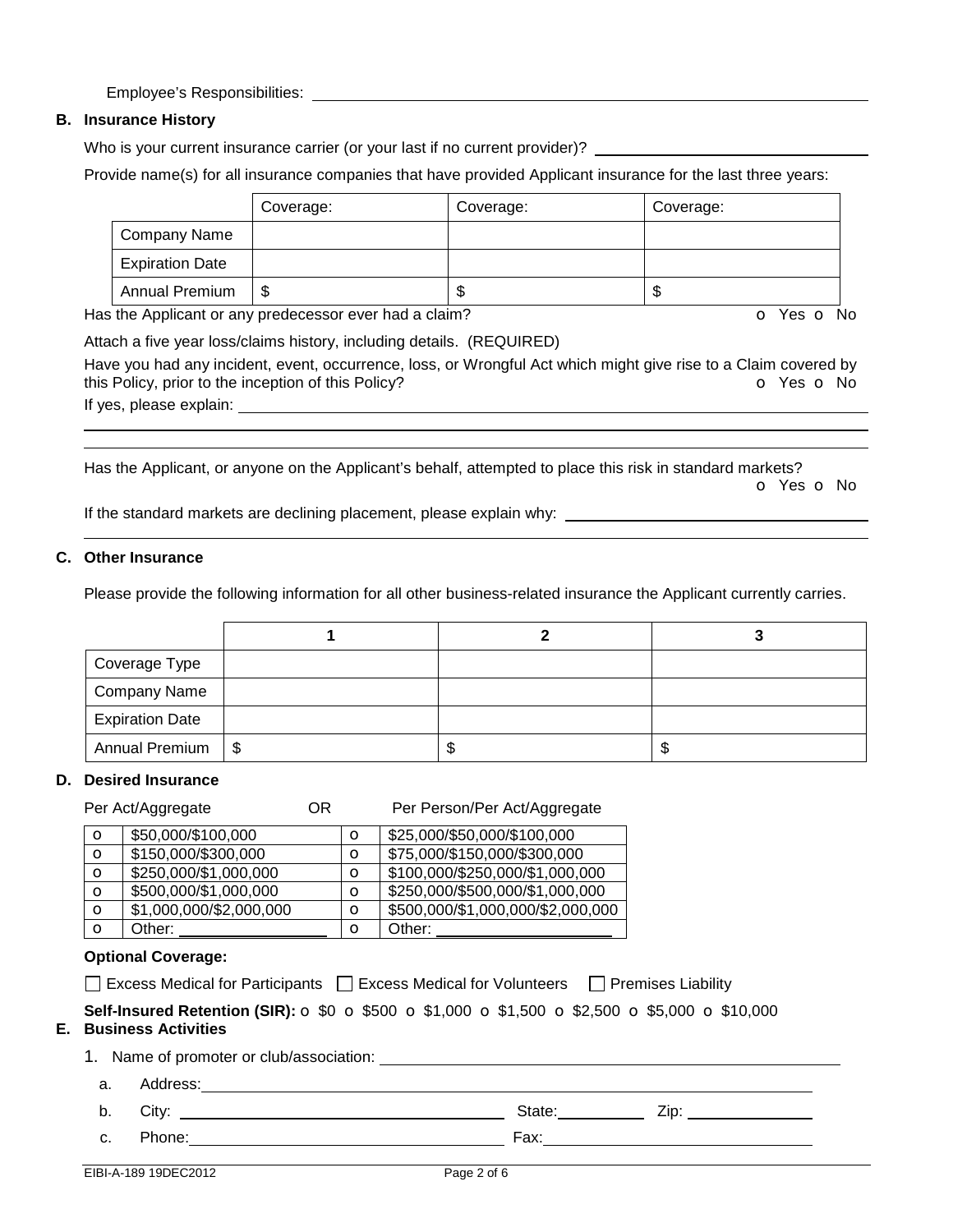Employee's Responsibilities: ____________________________________________

## B. Insurance History

Who is your current insurance carrier (or your last if no current provider)? ____________________

Provide name(s) for all insurance companies that have provided Applicant insurance for the last three years:

| | Coverage: | Coverage: | Coverage: |
|---|---|---|---|
| Company Name | | | |
| Expiration Date | | | |
| Annual Premium | $ | $ | $ |

Has the Applicant or any predecessor ever had a claim? o Yes o No

Attach a five year loss/claims history, including details. (REQUIRED)

Have you had any incident, event, occurrence, loss, or Wrongful Act which might give rise to a Claim covered by this Policy, prior to the inception of this Policy? o Yes o No

If yes, please explain: ____________________________________________

____________________________________________

____________________________________________

Has the Applicant, or anyone on the Applicant's behalf, attempted to place this risk in standard markets? o Yes o No

If the standard markets are declining placement, please explain why: ____________________

____________________________________________

## C. Other Insurance

Please provide the following information for all other business-related insurance the Applicant currently carries.

| | 1 | 2 | 3 |
|---|---|---|---|
| Coverage Type | | | |
| Company Name | | | |
| Expiration Date | | | |
| Annual Premium | $ | $ | $ |

## D. Desired Insurance

| Per Act/Aggregate | | OR | Per Person/Per Act/Aggregate |
|---|---|---|---|
| o | $50,000/$100,000 | o | $25,000/$50,000/$100,000 |
| o | $150,000/$300,000 | o | $75,000/$150,000/$300,000 |
| o | $250,000/$1,000,000 | o | $100,000/$250,000/$1,000,000 |
| o | $500,000/$1,000,000 | o | $250,000/$500,000/$1,000,000 |
| o | $1,000,000/$2,000,000 | o | $500,000/$1,000,000/$2,000,000 |
| o | Other: __________ | o | Other: __________ |

**Optional Coverage:**

☐ Excess Medical for Participants ☐ Excess Medical for Volunteers ☐ Premises Liability

**Self-Insured Retention (SIR):** o $0 o $500 o $1,000 o $1,500 o $2,500 o $5,000 o $10,000

## E. Business Activities

1. Name of promoter or club/association: ____________________________________________
   a. Address: ____________________________________________
   b. City: ____________________ State: __________ Zip: __________
   c. Phone: ____________________ Fax: ____________________

EIBI-A-189 19DEC2012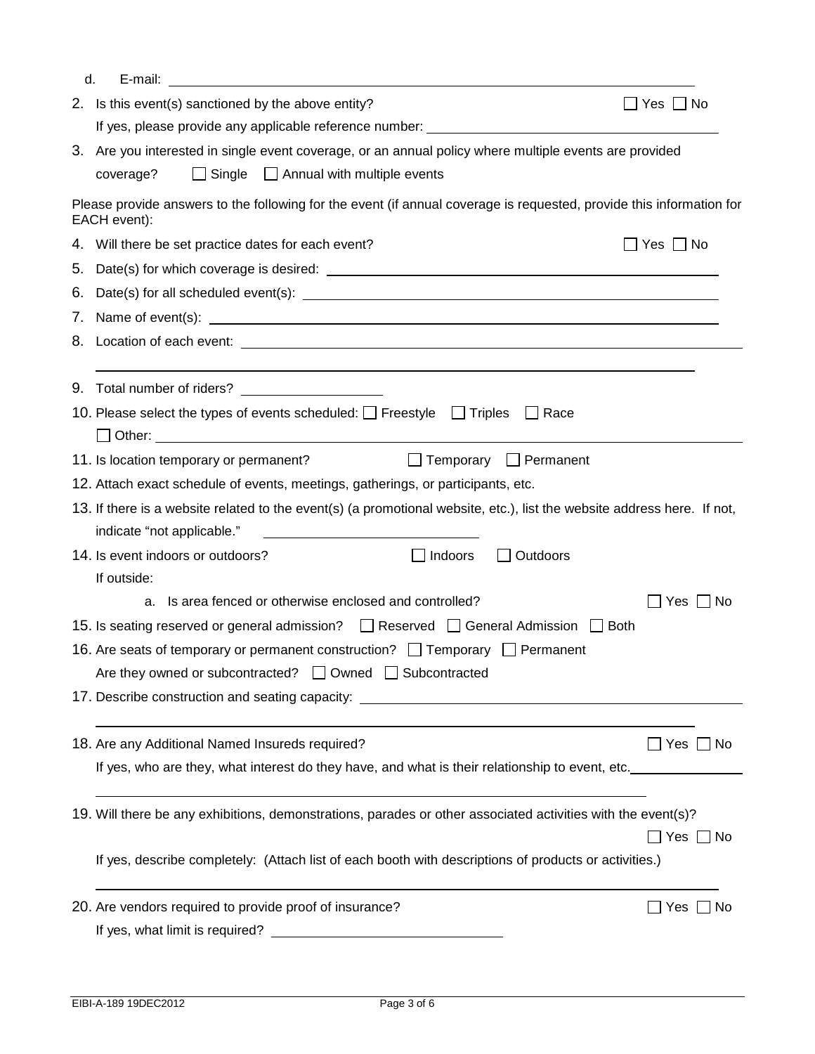d. E-mail: ______________________________

2. Is this event(s) sanctioned by the above entity? ☐ Yes ☐ No

   If yes, please provide any applicable reference number: ______________________________

3. Are you interested in single event coverage, or an annual policy where multiple events are provided coverage? ☐ Single ☐ Annual with multiple events

Please provide answers to the following for the event (if annual coverage is requested, provide this information for EACH event):

4. Will there be set practice dates for each event? ☐ Yes ☐ No

5. Date(s) for which coverage is desired: ______________________________

6. Date(s) for all scheduled event(s): ______________________________

7. Name of event(s): ______________________________

8. Location of each event: ______________________________

   ______________________________

9. Total number of riders? ______________

10. Please select the types of events scheduled: ☐ Freestyle ☐ Triples ☐ Race

    ☐ Other: ______________________________

11. Is location temporary or permanent? ☐ Temporary ☐ Permanent

12. Attach exact schedule of events, meetings, gatherings, or participants, etc.

13. If there is a website related to the event(s) (a promotional website, etc.), list the website address here. If not, indicate "not applicable." ______________________________

14. Is event indoors or outdoors? ☐ Indoors ☐ Outdoors

    If outside:

    a. Is area fenced or otherwise enclosed and controlled? ☐ Yes ☐ No

15. Is seating reserved or general admission? ☐ Reserved ☐ General Admission ☐ Both

16. Are seats of temporary or permanent construction? ☐ Temporary ☐ Permanent

    Are they owned or subcontracted? ☐ Owned ☐ Subcontracted

17. Describe construction and seating capacity: ______________________________

    ______________________________

18. Are any Additional Named Insureds required? ☐ Yes ☐ No

    If yes, who are they, what interest do they have, and what is their relationship to event, etc. ______________________________

    ______________________________

19. Will there be any exhibitions, demonstrations, parades or other associated activities with the event(s)? ☐ Yes ☐ No

    If yes, describe completely: (Attach list of each booth with descriptions of products or activities.)

    ______________________________

20. Are vendors required to provide proof of insurance? ☐ Yes ☐ No

    If yes, what limit is required? ______________________________

EIBI-A-189 19DEC2012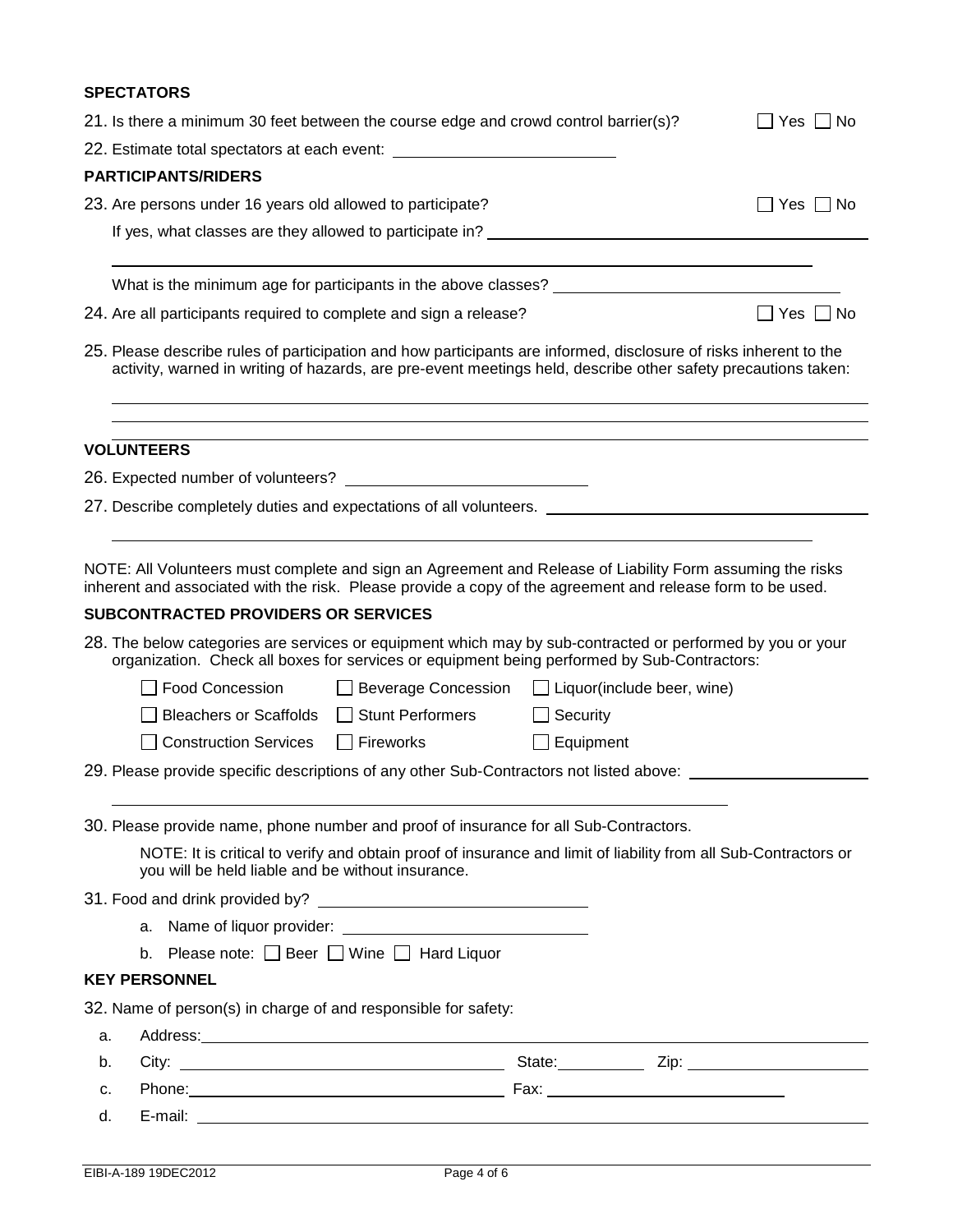### SPECTATORS

21. Is there a minimum 30 feet between the course edge and crowd control barrier(s)? ☐ Yes ☐ No

22. Estimate total spectators at each event: ____________________

### PARTICIPANTS/RIDERS

23. Are persons under 16 years old allowed to participate? ☐ Yes ☐ No

    If yes, what classes are they allowed to participate in? ____________________

    ____________________

    What is the minimum age for participants in the above classes? ____________________

24. Are all participants required to complete and sign a release? ☐ Yes ☐ No

25. Please describe rules of participation and how participants are informed, disclosure of risks inherent to the activity, warned in writing of hazards, are pre-event meetings held, describe other safety precautions taken:

    ____________________

    ____________________

    ____________________

### VOLUNTEERS

26. Expected number of volunteers? ____________________

27. Describe completely duties and expectations of all volunteers. ____________________

    ____________________

NOTE: All Volunteers must complete and sign an Agreement and Release of Liability Form assuming the risks inherent and associated with the risk. Please provide a copy of the agreement and release form to be used.

### SUBCONTRACTED PROVIDERS OR SERVICES

28. The below categories are services or equipment which may by sub-contracted or performed by you or your organization. Check all boxes for services or equipment being performed by Sub-Contractors:

| | | |
|---|---|---|
| ☐ Food Concession | ☐ Beverage Concession | ☐ Liquor(include beer, wine) |
| ☐ Bleachers or Scaffolds | ☐ Stunt Performers | ☐ Security |
| ☐ Construction Services | ☐ Fireworks | ☐ Equipment |

29. Please provide specific descriptions of any other Sub-Contractors not listed above: ____________________

    ____________________

30. Please provide name, phone number and proof of insurance for all Sub-Contractors.

    NOTE: It is critical to verify and obtain proof of insurance and limit of liability from all Sub-Contractors or you will be held liable and be without insurance.

31. Food and drink provided by? ____________________

    a. Name of liquor provider: ____________________

    b. Please note: ☐ Beer ☐ Wine ☐ Hard Liquor

### KEY PERSONNEL

32. Name of person(s) in charge of and responsible for safety:

    a. Address: ____________________

    b. City: ____________________ State: __________ Zip: ____________________

    c. Phone: ____________________ Fax: ____________________

    d. E-mail: ____________________

EIBI-A-189 19DEC2012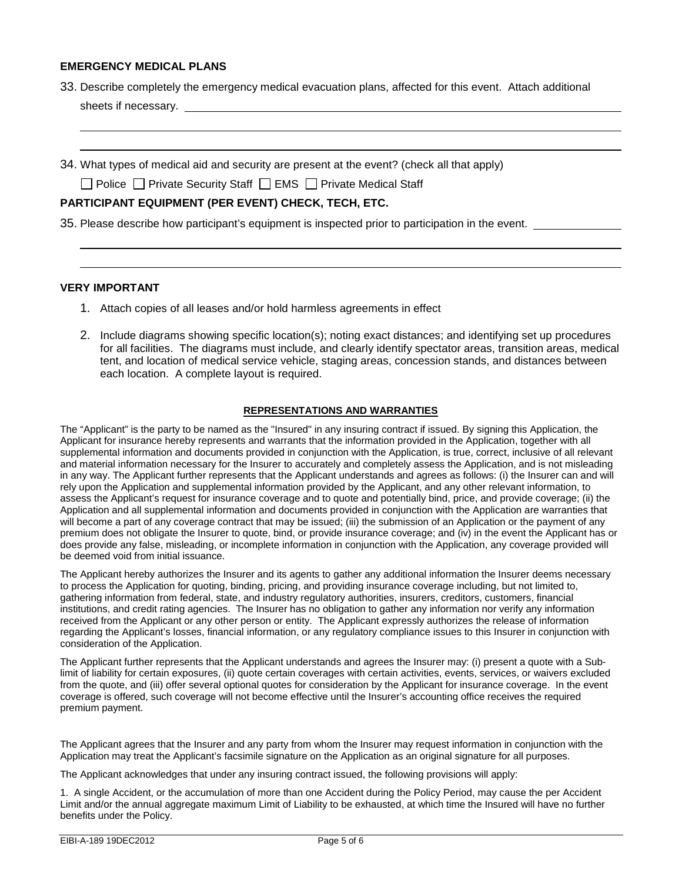**EMERGENCY MEDICAL PLANS**

33. Describe completely the emergency medical evacuation plans, affected for this event. Attach additional sheets if necessary. ______________________________________________

______________________________________________

______________________________________________

34. What types of medical aid and security are present at the event? (check all that apply)

☐ Police ☐ Private Security Staff ☐ EMS ☐ Private Medical Staff

**PARTICIPANT EQUIPMENT (PER EVENT) CHECK, TECH, ETC.**

35. Please describe how participant's equipment is inspected prior to participation in the event. ______________

______________________________________________

______________________________________________

**VERY IMPORTANT**

1. Attach copies of all leases and/or hold harmless agreements in effect
2. Include diagrams showing specific location(s); noting exact distances; and identifying set up procedures for all facilities. The diagrams must include, and clearly identify spectator areas, transition areas, medical tent, and location of medical service vehicle, staging areas, concession stands, and distances between each location. A complete layout is required.

**REPRESENTATIONS AND WARRANTIES**

The "Applicant" is the party to be named as the "Insured" in any insuring contract if issued. By signing this Application, the Applicant for insurance hereby represents and warrants that the information provided in the Application, together with all supplemental information and documents provided in conjunction with the Application, is true, correct, inclusive of all relevant and material information necessary for the Insurer to accurately and completely assess the Application, and is not misleading in any way. The Applicant further represents that the Applicant understands and agrees as follows: (i) the Insurer can and will rely upon the Application and supplemental information provided by the Applicant, and any other relevant information, to assess the Applicant's request for insurance coverage and to quote and potentially bind, price, and provide coverage; (ii) the Application and all supplemental information and documents provided in conjunction with the Application are warranties that will become a part of any coverage contract that may be issued; (iii) the submission of an Application or the payment of any premium does not obligate the Insurer to quote, bind, or provide insurance coverage; and (iv) in the event the Applicant has or does provide any false, misleading, or incomplete information in conjunction with the Application, any coverage provided will be deemed void from initial issuance.

The Applicant hereby authorizes the Insurer and its agents to gather any additional information the Insurer deems necessary to process the Application for quoting, binding, pricing, and providing insurance coverage including, but not limited to, gathering information from federal, state, and industry regulatory authorities, insurers, creditors, customers, financial institutions, and credit rating agencies. The Insurer has no obligation to gather any information nor verify any information received from the Applicant or any other person or entity. The Applicant expressly authorizes the release of information regarding the Applicant's losses, financial information, or any regulatory compliance issues to this Insurer in conjunction with consideration of the Application.

The Applicant further represents that the Applicant understands and agrees the Insurer may: (i) present a quote with a Sub-limit of liability for certain exposures, (ii) quote certain coverages with certain activities, events, services, or waivers excluded from the quote, and (iii) offer several optional quotes for consideration by the Applicant for insurance coverage. In the event coverage is offered, such coverage will not become effective until the Insurer's accounting office receives the required premium payment.

The Applicant agrees that the Insurer and any party from whom the Insurer may request information in conjunction with the Application may treat the Applicant's facsimile signature on the Application as an original signature for all purposes.

The Applicant acknowledges that under any insuring contract issued, the following provisions will apply:

1. A single Accident, or the accumulation of more than one Accident during the Policy Period, may cause the per Accident Limit and/or the annual aggregate maximum Limit of Liability to be exhausted, at which time the Insured will have no further benefits under the Policy.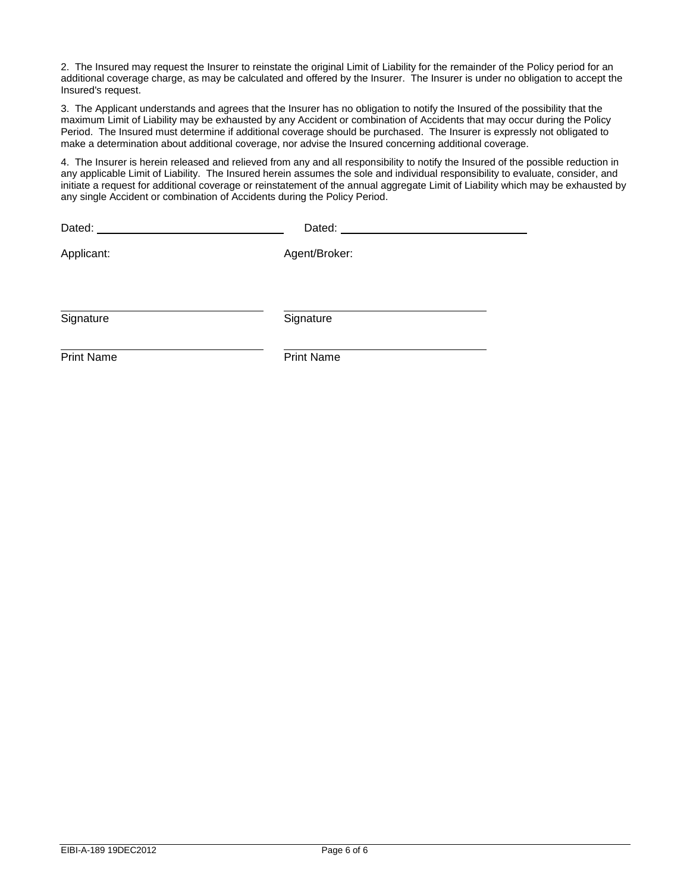2. The Insured may request the Insurer to reinstate the original Limit of Liability for the remainder of the Policy period for an additional coverage charge, as may be calculated and offered by the Insurer. The Insurer is under no obligation to accept the Insured's request.

3. The Applicant understands and agrees that the Insurer has no obligation to notify the Insured of the possibility that the maximum Limit of Liability may be exhausted by any Accident or combination of Accidents that may occur during the Policy Period. The Insured must determine if additional coverage should be purchased. The Insurer is expressly not obligated to make a determination about additional coverage, nor advise the Insured concerning additional coverage.

4. The Insurer is herein released and relieved from any and all responsibility to notify the Insured of the possible reduction in any applicable Limit of Liability. The Insured herein assumes the sole and individual responsibility to evaluate, consider, and initiate a request for additional coverage or reinstatement of the annual aggregate Limit of Liability which may be exhausted by any single Accident or combination of Accidents during the Policy Period.

| | |
|---|---|
| Dated: ______________________ | Dated: ______________________ |
| Applicant: | Agent/Broker: |
| ______________________ | ______________________ |
| Signature | Signature |
| ______________________ | ______________________ |
| Print Name | Print Name |

EIBI-A-189 19DEC2012